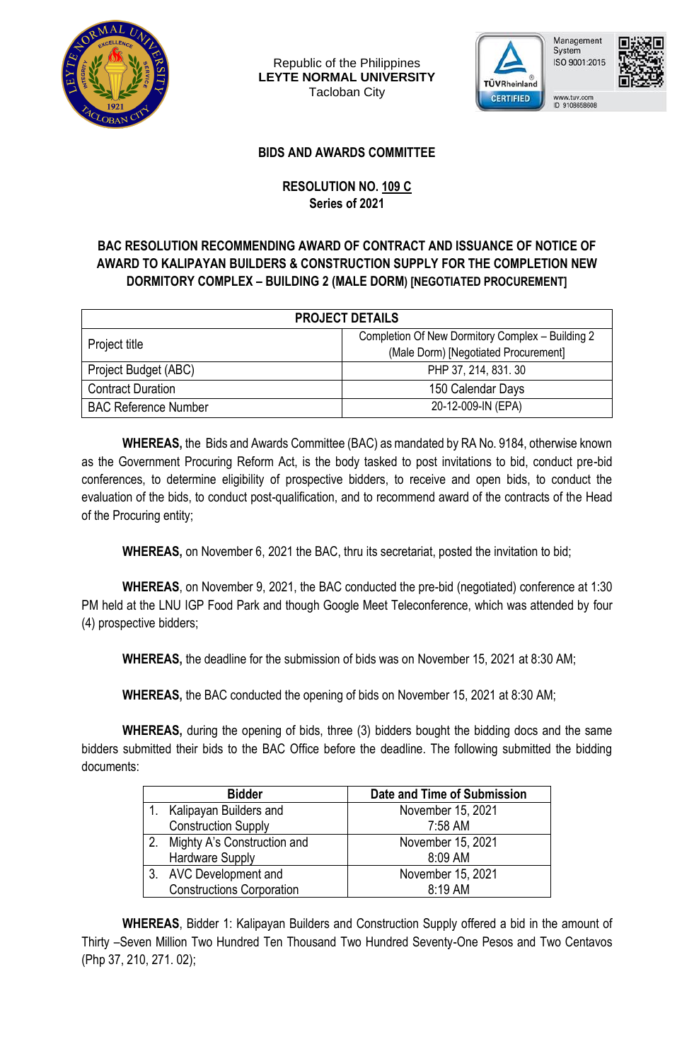Republic of the Philippines
**LEYTE NORMAL UNIVERSITY**
Tacloban City

**BIDS AND AWARDS COMMITTEE**

**RESOLUTION NO. 109 C**
**Series of 2021**

**BAC RESOLUTION RECOMMENDING AWARD OF CONTRACT AND ISSUANCE OF NOTICE OF AWARD TO KALIPAYAN BUILDERS & CONSTRUCTION SUPPLY FOR THE COMPLETION NEW DORMITORY COMPLEX – BUILDING 2 (MALE DORM) [NEGOTIATED PROCUREMENT]**

| PROJECT DETAILS | |
|---|---|
| Project title | Completion Of New Dormitory Complex – Building 2 (Male Dorm) [Negotiated Procurement] |
| Project Budget (ABC) | PHP 37, 214, 831. 30 |
| Contract Duration | 150 Calendar Days |
| BAC Reference Number | 20-12-009-IN (EPA) |

**WHEREAS,** the Bids and Awards Committee (BAC) as mandated by RA No. 9184, otherwise known as the Government Procuring Reform Act, is the body tasked to post invitations to bid, conduct pre-bid conferences, to determine eligibility of prospective bidders, to receive and open bids, to conduct the evaluation of the bids, to conduct post-qualification, and to recommend award of the contracts of the Head of the Procuring entity;

**WHEREAS,** on November 6, 2021 the BAC, thru its secretariat, posted the invitation to bid;

**WHEREAS**, on November 9, 2021, the BAC conducted the pre-bid (negotiated) conference at 1:30 PM held at the LNU IGP Food Park and though Google Meet Teleconference, which was attended by four (4) prospective bidders;

**WHEREAS,** the deadline for the submission of bids was on November 15, 2021 at 8:30 AM;

**WHEREAS,** the BAC conducted the opening of bids on November 15, 2021 at 8:30 AM;

**WHEREAS,** during the opening of bids, three (3) bidders bought the bidding docs and the same bidders submitted their bids to the BAC Office before the deadline. The following submitted the bidding documents:

| Bidder | Date and Time of Submission |
|---|---|
| 1. Kalipayan Builders and Construction Supply | November 15, 2021 7:58 AM |
| 2. Mighty A's Construction and Hardware Supply | November 15, 2021 8:09 AM |
| 3. AVC Development and Constructions Corporation | November 15, 2021 8:19 AM |

**WHEREAS**, Bidder 1: Kalipayan Builders and Construction Supply offered a bid in the amount of Thirty –Seven Million Two Hundred Ten Thousand Two Hundred Seventy-One Pesos and Two Centavos (Php 37, 210, 271. 02);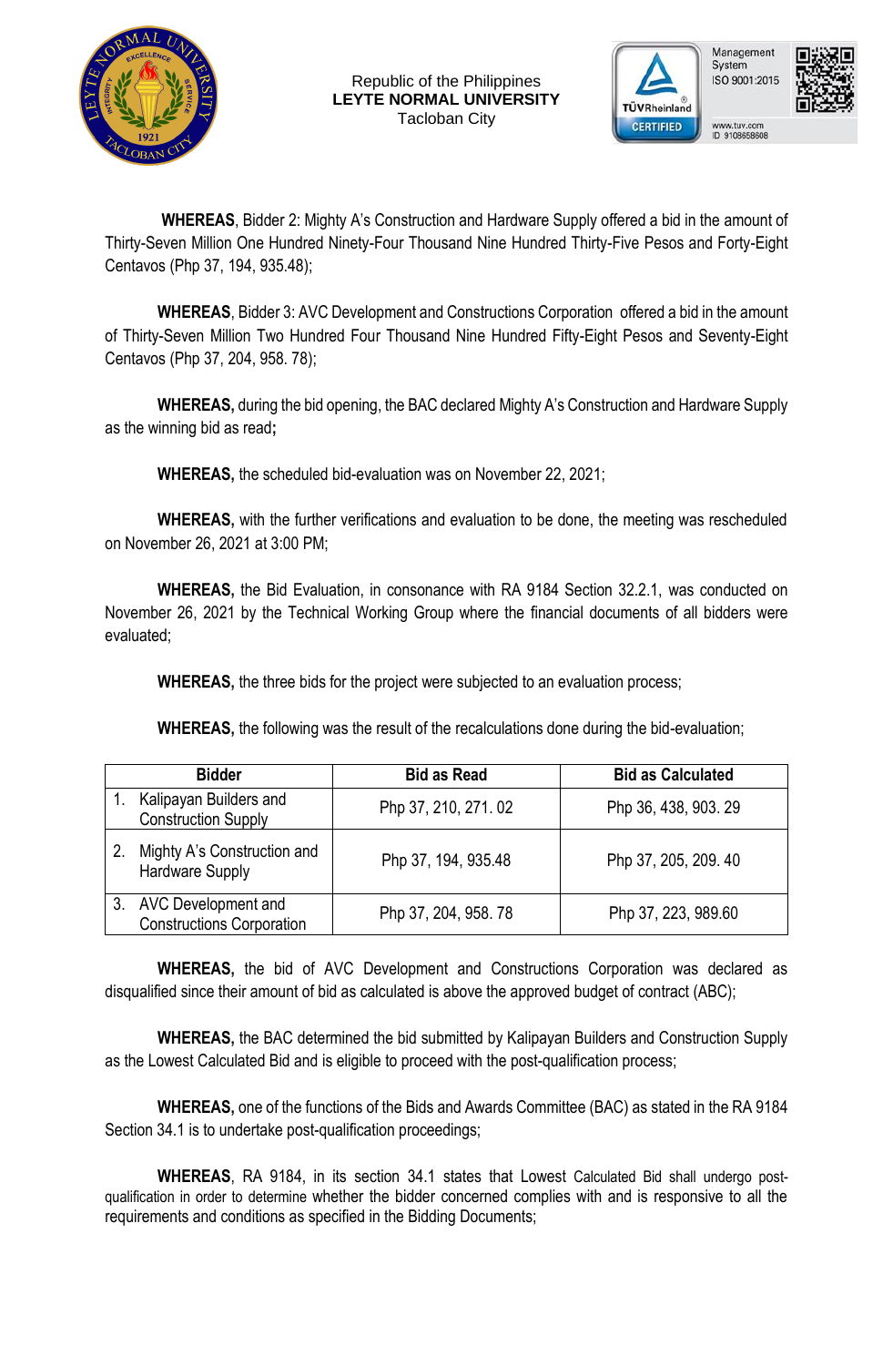**WHEREAS**, Bidder 2: Mighty A's Construction and Hardware Supply offered a bid in the amount of Thirty-Seven Million One Hundred Ninety-Four Thousand Nine Hundred Thirty-Five Pesos and Forty-Eight Centavos (Php 37, 194, 935.48);

**WHEREAS**, Bidder 3: AVC Development and Constructions Corporation offered a bid in the amount of Thirty-Seven Million Two Hundred Four Thousand Nine Hundred Fifty-Eight Pesos and Seventy-Eight Centavos (Php 37, 204, 958. 78);

**WHEREAS,** during the bid opening, the BAC declared Mighty A's Construction and Hardware Supply as the winning bid as read**;**

**WHEREAS,** the scheduled bid-evaluation was on November 22, 2021;

**WHEREAS,** with the further verifications and evaluation to be done, the meeting was rescheduled on November 26, 2021 at 3:00 PM;

**WHEREAS,** the Bid Evaluation, in consonance with RA 9184 Section 32.2.1, was conducted on November 26, 2021 by the Technical Working Group where the financial documents of all bidders were evaluated;

**WHEREAS,** the three bids for the project were subjected to an evaluation process;

**WHEREAS,** the following was the result of the recalculations done during the bid-evaluation;

| Bidder | Bid as Read | Bid as Calculated |
|---|---|---|
| 1. Kalipayan Builders and Construction Supply | Php 37, 210, 271. 02 | Php 36, 438, 903. 29 |
| 2. Mighty A's Construction and Hardware Supply | Php 37, 194, 935.48 | Php 37, 205, 209. 40 |
| 3. AVC Development and Constructions Corporation | Php 37, 204, 958. 78 | Php 37, 223, 989.60 |

**WHEREAS,** the bid of AVC Development and Constructions Corporation was declared as disqualified since their amount of bid as calculated is above the approved budget of contract (ABC);

**WHEREAS,** the BAC determined the bid submitted by Kalipayan Builders and Construction Supply as the Lowest Calculated Bid and is eligible to proceed with the post-qualification process;

**WHEREAS,** one of the functions of the Bids and Awards Committee (BAC) as stated in the RA 9184 Section 34.1 is to undertake post-qualification proceedings;

**WHEREAS**, RA 9184, in its section 34.1 states that Lowest Calculated Bid shall undergo post-qualification in order to determine whether the bidder concerned complies with and is responsive to all the requirements and conditions as specified in the Bidding Documents;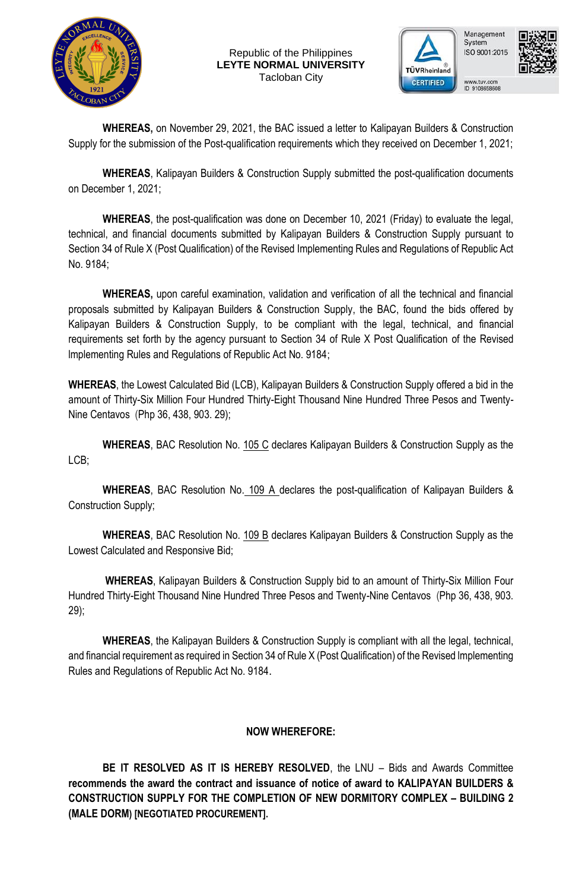Republic of the Philippines
**LEYTE NORMAL UNIVERSITY**
Tacloban City

**WHEREAS,** on November 29, 2021, the BAC issued a letter to Kalipayan Builders & Construction Supply for the submission of the Post-qualification requirements which they received on December 1, 2021;

**WHEREAS**, Kalipayan Builders & Construction Supply submitted the post-qualification documents on December 1, 2021;

**WHEREAS**, the post-qualification was done on December 10, 2021 (Friday) to evaluate the legal, technical, and financial documents submitted by Kalipayan Builders & Construction Supply pursuant to Section 34 of Rule X (Post Qualification) of the Revised Implementing Rules and Regulations of Republic Act No. 9184;

**WHEREAS,** upon careful examination, validation and verification of all the technical and financial proposals submitted by Kalipayan Builders & Construction Supply, the BAC, found the bids offered by Kalipayan Builders & Construction Supply, to be compliant with the legal, technical, and financial requirements set forth by the agency pursuant to Section 34 of Rule X Post Qualification of the Revised Implementing Rules and Regulations of Republic Act No. 9184;

**WHEREAS**, the Lowest Calculated Bid (LCB), Kalipayan Builders & Construction Supply offered a bid in the amount of Thirty-Six Million Four Hundred Thirty-Eight Thousand Nine Hundred Three Pesos and Twenty-Nine Centavos (Php 36, 438, 903. 29);

**WHEREAS**, BAC Resolution No. 105 C declares Kalipayan Builders & Construction Supply as the LCB;

**WHEREAS**, BAC Resolution No. 109 A declares the post-qualification of Kalipayan Builders & Construction Supply;

**WHEREAS**, BAC Resolution No. 109 B declares Kalipayan Builders & Construction Supply as the Lowest Calculated and Responsive Bid;

**WHEREAS**, Kalipayan Builders & Construction Supply bid to an amount of Thirty-Six Million Four Hundred Thirty-Eight Thousand Nine Hundred Three Pesos and Twenty-Nine Centavos (Php 36, 438, 903. 29);

**WHEREAS**, the Kalipayan Builders & Construction Supply is compliant with all the legal, technical, and financial requirement as required in Section 34 of Rule X (Post Qualification) of the Revised Implementing Rules and Regulations of Republic Act No. 9184.

**NOW WHEREFORE:**

**BE IT RESOLVED AS IT IS HEREBY RESOLVED**, the LNU – Bids and Awards Committee **recommends the award the contract and issuance of notice of award to KALIPAYAN BUILDERS & CONSTRUCTION SUPPLY FOR THE COMPLETION OF NEW DORMITORY COMPLEX – BUILDING 2 (MALE DORM) [NEGOTIATED PROCUREMENT].**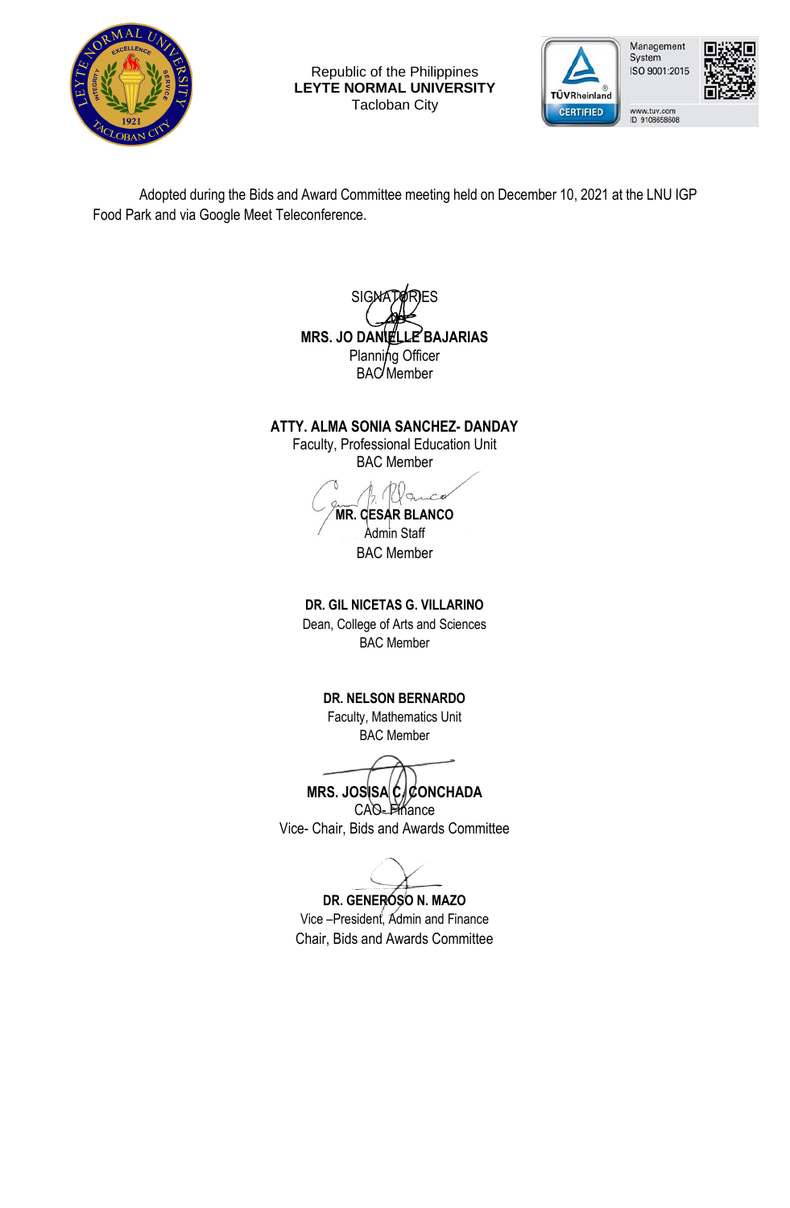Republic of the Philippines
**LEYTE NORMAL UNIVERSITY**
Tacloban City

Management System
ISO 9001:2015
www.tuv.com
ID 9108658608

Adopted during the Bids and Award Committee meeting held on December 10, 2021 at the LNU IGP Food Park and via Google Meet Teleconference.

SIGNATORIES

**MRS. JO DANIELLE BAJARIAS**
Planning Officer
BAC Member

**ATTY. ALMA SONIA SANCHEZ- DANDAY**
Faculty, Professional Education Unit
BAC Member

**MR. CESAR BLANCO**
Admin Staff
BAC Member

**DR. GIL NICETAS G. VILLARINO**
Dean, College of Arts and Sciences
BAC Member

**DR. NELSON BERNARDO**
Faculty, Mathematics Unit
BAC Member

**MRS. JOSISA C. CONCHADA**
CAO- Finance
Vice- Chair, Bids and Awards Committee

**DR. GENEROSO N. MAZO**
Vice –President, Admin and Finance
Chair, Bids and Awards Committee